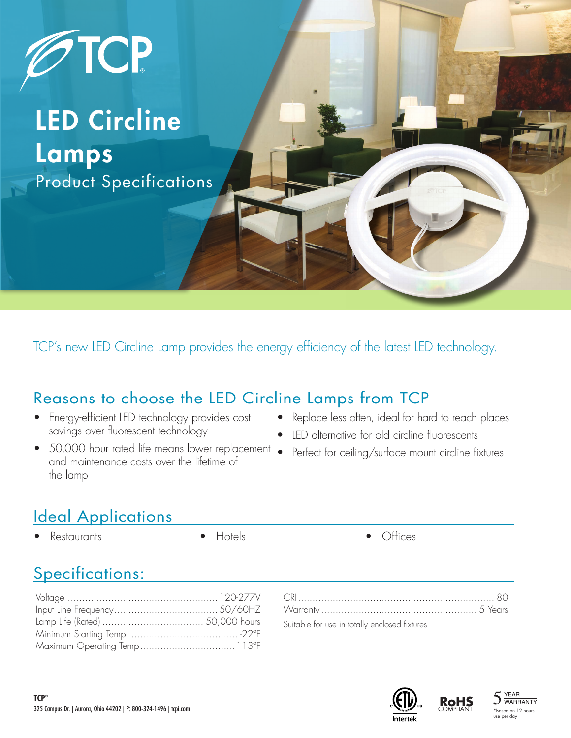# TCP

# LED Circline Lamps

## Product Specifications

TCP's new LED Circline Lamp provides the energy efficiency of the latest LED technology.

## Reasons to choose the LED Circline Lamps from TCP

- Energy-efficient LED technology provides cost savings over fluorescent technology
- 50,000 hour rated life means lower replacement and maintenance costs over the lifetime of the lamp
- Replace less often, ideal for hard to reach places
- LED alternative for old circline fluorescents
- Perfect for ceiling/surface mount circline fixtures

## Ideal Applications

- Restaurants
- Hotels
- Offices

## Specifications:

| Specification | Value |
|---|---|
| Voltage | 120-277V |
| Input Line Frequency | 50/60HZ |
| Lamp Life (Rated) | 50,000 hours |
| Minimum Starting Temp | -22°F |
| Maximum Operating Temp | 113°F |
| CRI | 80 |
| Warranty | 5 Years |

Suitable for use in totally enclosed fixtures

Intertek

RoHS COMPLIANT

5 YEAR WARRANTY
*Based on 12 hours use per day

**TCP®**
325 Campus Dr. | Aurora, Ohio 44202 | P: 800-324-1496 | tcpi.com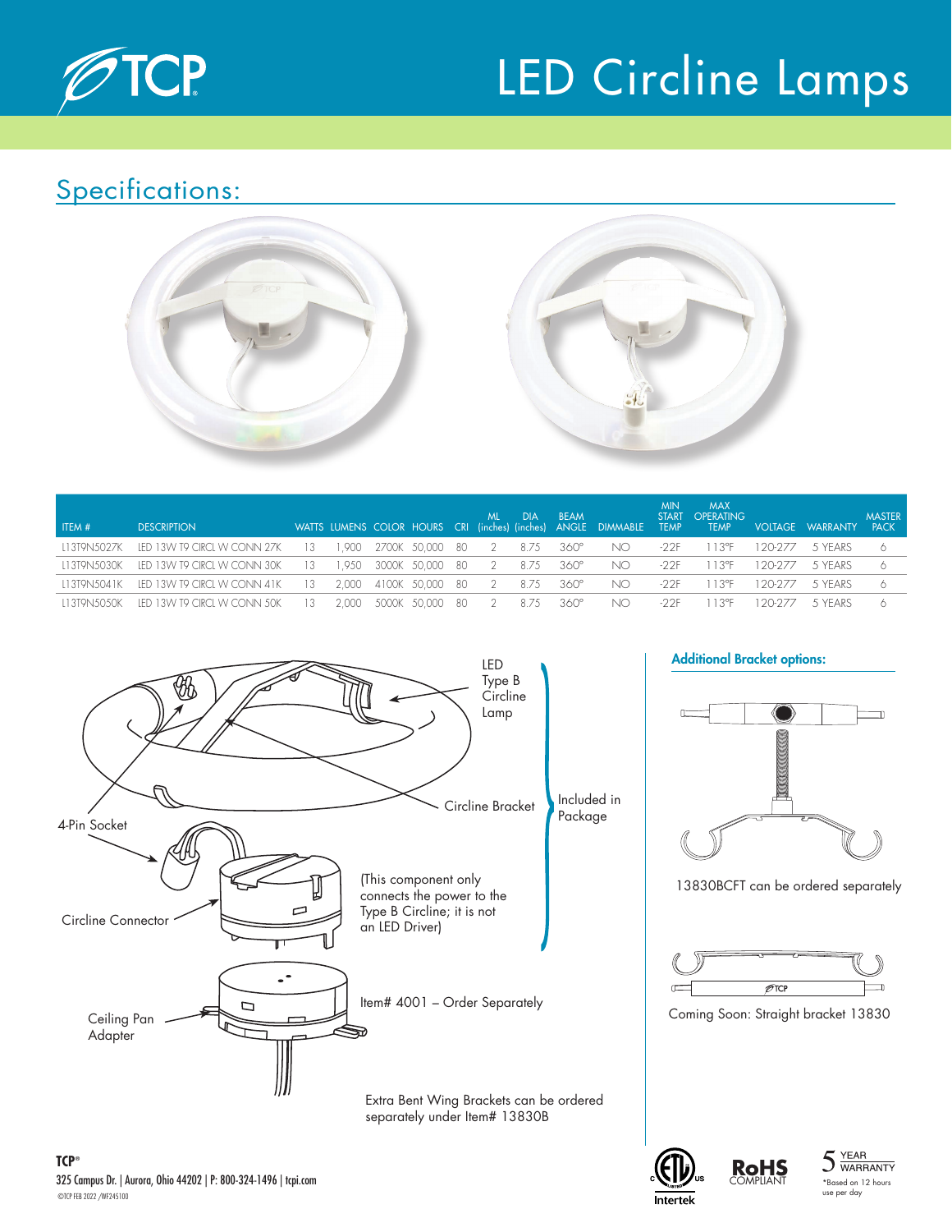# LED Circline Lamps

## Specifications:

| ITEM # | DESCRIPTION | WATTS | LUMENS | COLOR | HOURS | CRI | ML (inches) | DIA (inches) | BEAM ANGLE | DIMMABLE | MIN START TEMP | MAX OPERATING TEMP | VOLTAGE | WARRANTY | MASTER PACK |
|---|---|---|---|---|---|---|---|---|---|---|---|---|---|---|---|
| L13T9N5027K | LED 13W T9 CIRCL W CONN 27K | 13 | 1,900 | 2700K | 50,000 | 80 | 2 | 8.75 | 360° | NO | -22F | 113°F | 120-277 | 5 YEARS | 6 |
| L13T9N5030K | LED 13W T9 CIRCL W CONN 30K | 13 | 1,950 | 3000K | 50,000 | 80 | 2 | 8.75 | 360° | NO | -22F | 113°F | 120-277 | 5 YEARS | 6 |
| L13T9N5041K | LED 13W T9 CIRCL W CONN 41K | 13 | 2,000 | 4100K | 50,000 | 80 | 2 | 8.75 | 360° | NO | -22F | 113°F | 120-277 | 5 YEARS | 6 |
| L13T9N5050K | LED 13W T9 CIRCL W CONN 50K | 13 | 2,000 | 5000K | 50,000 | 80 | 2 | 8.75 | 360° | NO | -22F | 113°F | 120-277 | 5 YEARS | 6 |

LED Type B Circline Lamp

4-Pin Socket

Circline Bracket

Included in Package

Circline Connector

(This component only connects the power to the Type B Circline; it is not an LED Driver)

Ceiling Pan Adapter

Item# 4001 – Order Separately

Extra Bent Wing Brackets can be ordered separately under Item# 13830B

### Additional Bracket options:

13830BCFT can be ordered separately

Coming Soon: Straight bracket 13830

**TCP**®

325 Campus Dr. | Aurora, Ohio 44202 | P: 800-324-1496 | tcpi.com

©TCP FEB 2022 /WF245100

Intertek

RoHS COMPLIANT

5 YEAR WARRANTY

*Based on 12 hours use per day